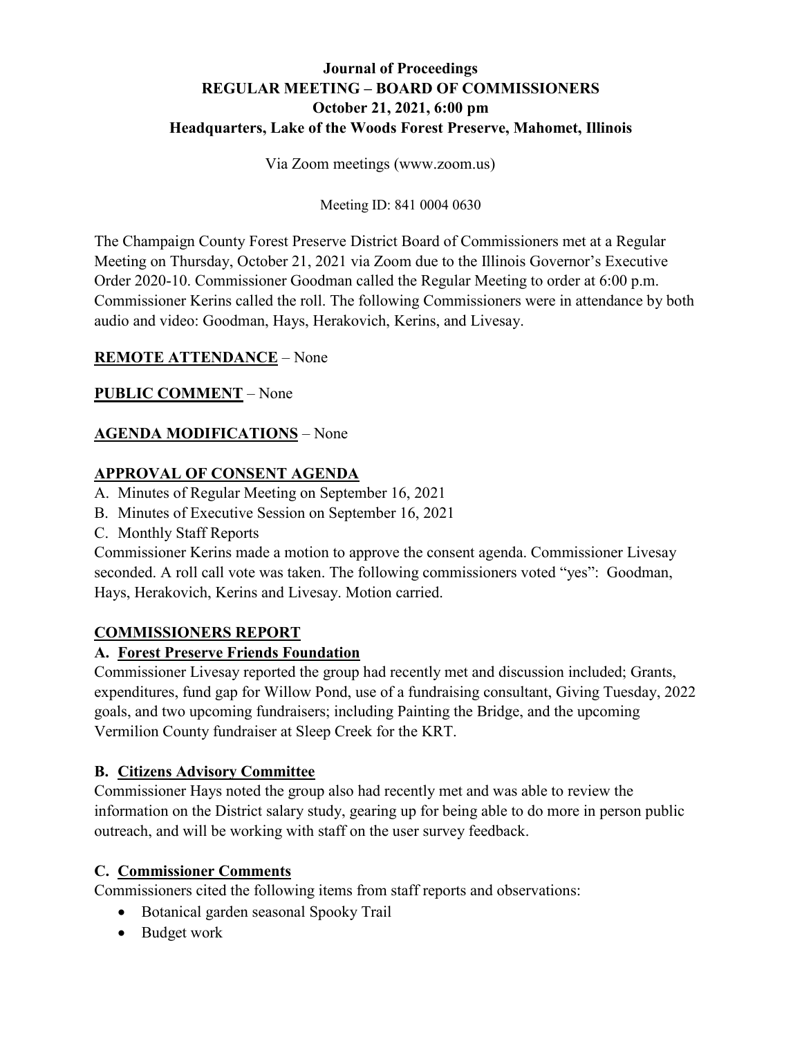# Journal of Proceedings
## REGULAR MEETING – BOARD OF COMMISSIONERS
## October 21, 2021, 6:00 pm
## Headquarters, Lake of the Woods Forest Preserve, Mahomet, Illinois

Via Zoom meetings (www.zoom.us)

Meeting ID: 841 0004 0630

The Champaign County Forest Preserve District Board of Commissioners met at a Regular Meeting on Thursday, October 21, 2021 via Zoom due to the Illinois Governor's Executive Order 2020-10. Commissioner Goodman called the Regular Meeting to order at 6:00 p.m. Commissioner Kerins called the roll. The following Commissioners were in attendance by both audio and video: Goodman, Hays, Herakovich, Kerins, and Livesay.

**REMOTE ATTENDANCE** – None

**PUBLIC COMMENT** – None

**AGENDA MODIFICATIONS** – None

**APPROVAL OF CONSENT AGENDA**

A. Minutes of Regular Meeting on September 16, 2021
B. Minutes of Executive Session on September 16, 2021
C. Monthly Staff Reports

Commissioner Kerins made a motion to approve the consent agenda. Commissioner Livesay seconded. A roll call vote was taken. The following commissioners voted "yes": Goodman, Hays, Herakovich, Kerins and Livesay. Motion carried.

**COMMISSIONERS REPORT**

**A. Forest Preserve Friends Foundation**

Commissioner Livesay reported the group had recently met and discussion included; Grants, expenditures, fund gap for Willow Pond, use of a fundraising consultant, Giving Tuesday, 2022 goals, and two upcoming fundraisers; including Painting the Bridge, and the upcoming Vermilion County fundraiser at Sleep Creek for the KRT.

**B. Citizens Advisory Committee**

Commissioner Hays noted the group also had recently met and was able to review the information on the District salary study, gearing up for being able to do more in person public outreach, and will be working with staff on the user survey feedback.

**C. Commissioner Comments**

Commissioners cited the following items from staff reports and observations:

- Botanical garden seasonal Spooky Trail
- Budget work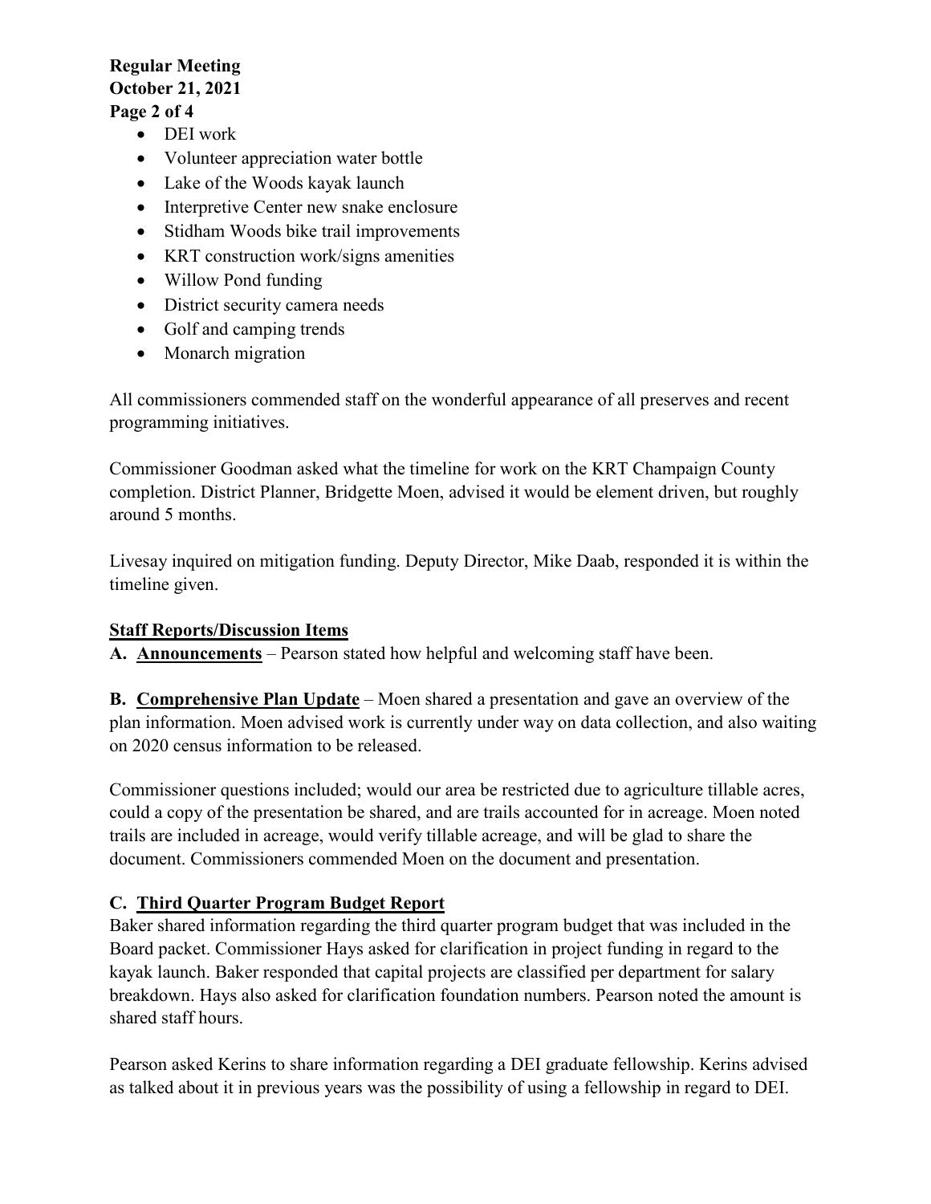- DEI work
- Volunteer appreciation water bottle
- Lake of the Woods kayak launch
- Interpretive Center new snake enclosure
- Stidham Woods bike trail improvements
- KRT construction work/signs amenities
- Willow Pond funding
- District security camera needs
- Golf and camping trends
- Monarch migration

All commissioners commended staff on the wonderful appearance of all preserves and recent programming initiatives.

Commissioner Goodman asked what the timeline for work on the KRT Champaign County completion. District Planner, Bridgette Moen, advised it would be element driven, but roughly around 5 months.

Livesay inquired on mitigation funding. Deputy Director, Mike Daab, responded it is within the timeline given.

## **Staff Reports/Discussion Items**

**A. Announcements** – Pearson stated how helpful and welcoming staff have been.

**B. Comprehensive Plan Update** – Moen shared a presentation and gave an overview of the plan information. Moen advised work is currently under way on data collection, and also waiting on 2020 census information to be released.

Commissioner questions included; would our area be restricted due to agriculture tillable acres, could a copy of the presentation be shared, and are trails accounted for in acreage. Moen noted trails are included in acreage, would verify tillable acreage, and will be glad to share the document. Commissioners commended Moen on the document and presentation.

**C. Third Quarter Program Budget Report**

Baker shared information regarding the third quarter program budget that was included in the Board packet. Commissioner Hays asked for clarification in project funding in regard to the kayak launch. Baker responded that capital projects are classified per department for salary breakdown. Hays also asked for clarification foundation numbers. Pearson noted the amount is shared staff hours.

Pearson asked Kerins to share information regarding a DEI graduate fellowship. Kerins advised as talked about it in previous years was the possibility of using a fellowship in regard to DEI.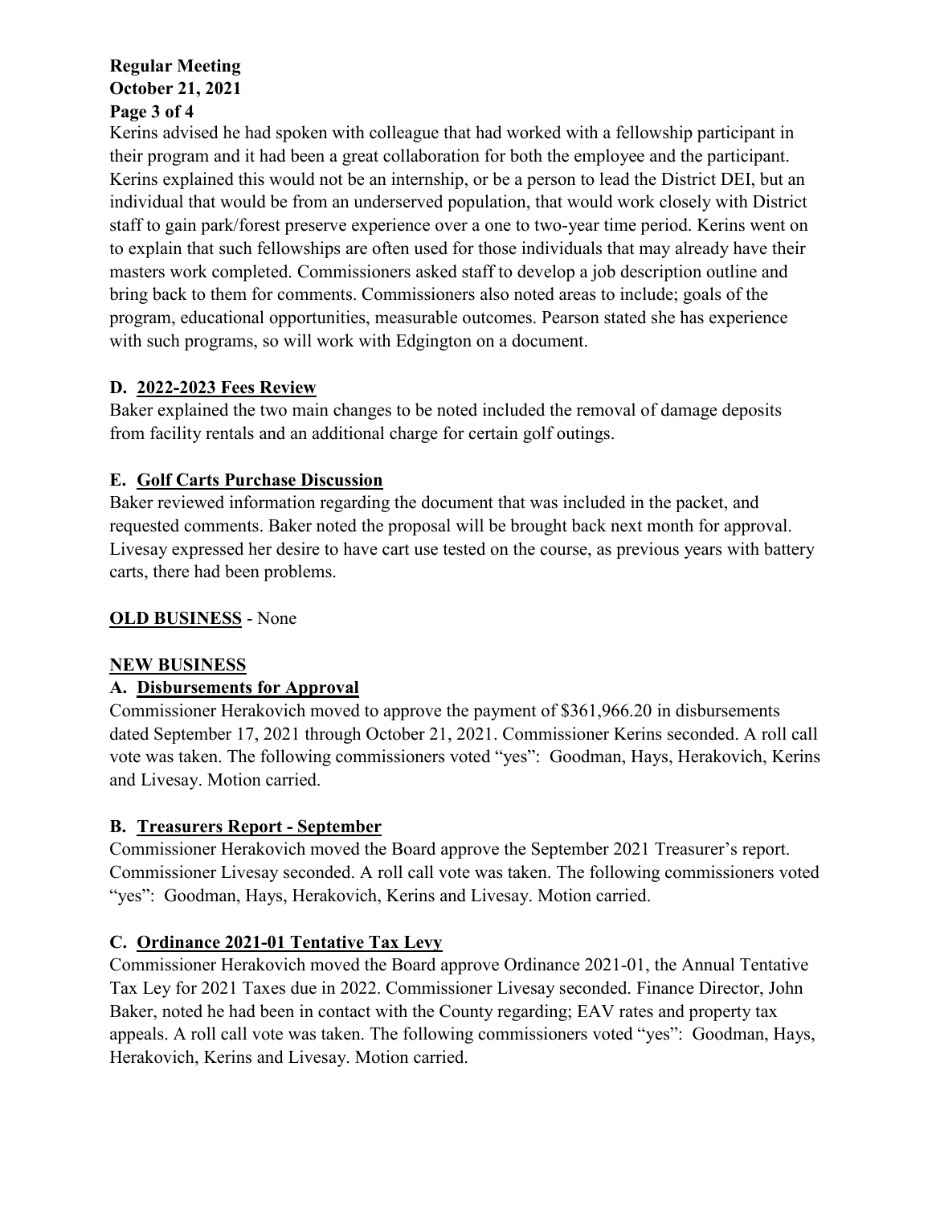Kerins advised he had spoken with colleague that had worked with a fellowship participant in their program and it had been a great collaboration for both the employee and the participant. Kerins explained this would not be an internship, or be a person to lead the District DEI, but an individual that would be from an underserved population, that would work closely with District staff to gain park/forest preserve experience over a one to two-year time period. Kerins went on to explain that such fellowships are often used for those individuals that may already have their masters work completed. Commissioners asked staff to develop a job description outline and bring back to them for comments. Commissioners also noted areas to include; goals of the program, educational opportunities, measurable outcomes. Pearson stated she has experience with such programs, so will work with Edgington on a document.

**D. 2022-2023 Fees Review**

Baker explained the two main changes to be noted included the removal of damage deposits from facility rentals and an additional charge for certain golf outings.

**E. Golf Carts Purchase Discussion**

Baker reviewed information regarding the document that was included in the packet, and requested comments. Baker noted the proposal will be brought back next month for approval. Livesay expressed her desire to have cart use tested on the course, as previous years with battery carts, there had been problems.

**OLD BUSINESS** - None

**NEW BUSINESS**

**A. Disbursements for Approval**

Commissioner Herakovich moved to approve the payment of $361,966.20 in disbursements dated September 17, 2021 through October 21, 2021. Commissioner Kerins seconded. A roll call vote was taken. The following commissioners voted "yes": Goodman, Hays, Herakovich, Kerins and Livesay. Motion carried.

**B. Treasurers Report - September**

Commissioner Herakovich moved the Board approve the September 2021 Treasurer's report. Commissioner Livesay seconded. A roll call vote was taken. The following commissioners voted "yes": Goodman, Hays, Herakovich, Kerins and Livesay. Motion carried.

**C. Ordinance 2021-01 Tentative Tax Levy**

Commissioner Herakovich moved the Board approve Ordinance 2021-01, the Annual Tentative Tax Ley for 2021 Taxes due in 2022. Commissioner Livesay seconded. Finance Director, John Baker, noted he had been in contact with the County regarding; EAV rates and property tax appeals. A roll call vote was taken. The following commissioners voted "yes": Goodman, Hays, Herakovich, Kerins and Livesay. Motion carried.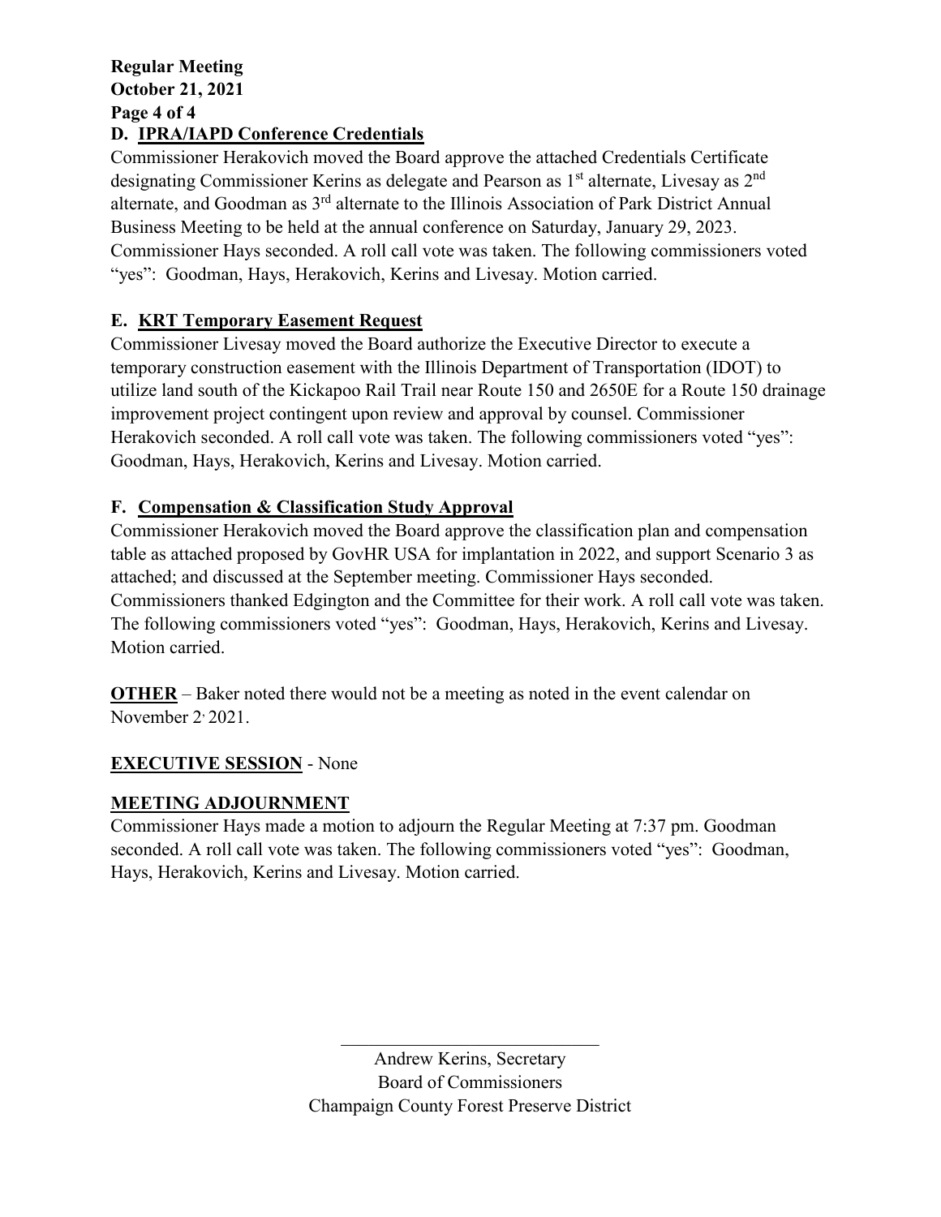### D. IPRA/IAPD Conference Credentials

Commissioner Herakovich moved the Board approve the attached Credentials Certificate designating Commissioner Kerins as delegate and Pearson as 1st alternate, Livesay as 2nd alternate, and Goodman as 3rd alternate to the Illinois Association of Park District Annual Business Meeting to be held at the annual conference on Saturday, January 29, 2023. Commissioner Hays seconded. A roll call vote was taken. The following commissioners voted "yes": Goodman, Hays, Herakovich, Kerins and Livesay. Motion carried.

### E. KRT Temporary Easement Request

Commissioner Livesay moved the Board authorize the Executive Director to execute a temporary construction easement with the Illinois Department of Transportation (IDOT) to utilize land south of the Kickapoo Rail Trail near Route 150 and 2650E for a Route 150 drainage improvement project contingent upon review and approval by counsel. Commissioner Herakovich seconded. A roll call vote was taken. The following commissioners voted "yes": Goodman, Hays, Herakovich, Kerins and Livesay. Motion carried.

### F. Compensation & Classification Study Approval

Commissioner Herakovich moved the Board approve the classification plan and compensation table as attached proposed by GovHR USA for implantation in 2022, and support Scenario 3 as attached; and discussed at the September meeting. Commissioner Hays seconded. Commissioners thanked Edgington and the Committee for their work. A roll call vote was taken. The following commissioners voted "yes": Goodman, Hays, Herakovich, Kerins and Livesay. Motion carried.

**OTHER** – Baker noted there would not be a meeting as noted in the event calendar on November 2, 2021.

**EXECUTIVE SESSION** - None

**MEETING ADJOURNMENT**

Commissioner Hays made a motion to adjourn the Regular Meeting at 7:37 pm. Goodman seconded. A roll call vote was taken. The following commissioners voted "yes": Goodman, Hays, Herakovich, Kerins and Livesay. Motion carried.

\_\_\_\_\_\_\_\_\_\_\_\_\_\_\_\_\_\_\_\_\_\_\_\_\_\_\_\_\_\_

Andrew Kerins, Secretary
Board of Commissioners
Champaign County Forest Preserve District